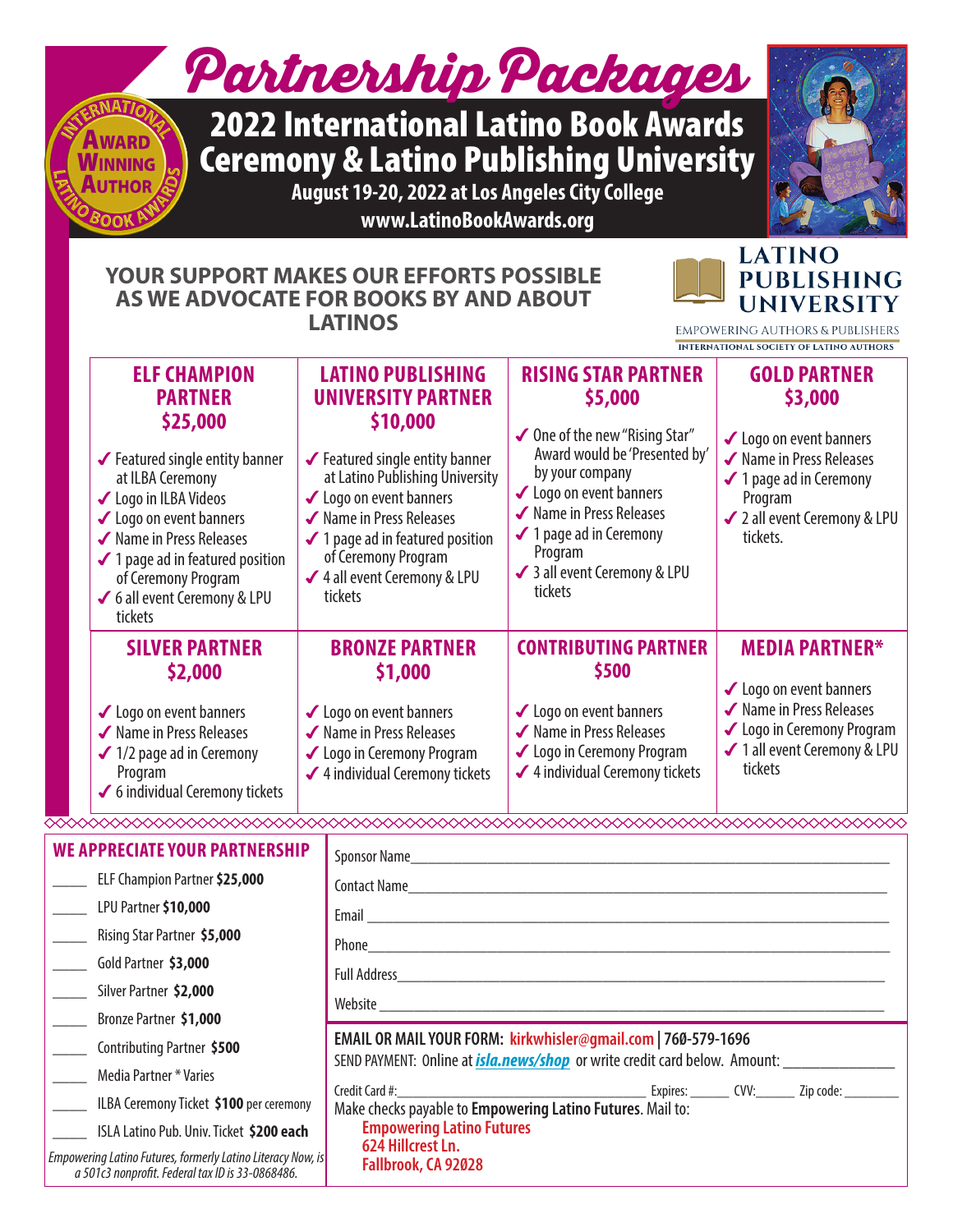# Partnership Packages

## 2022 International Latino Book Awards Ceremony & Latino Publishing University

**August 19-20, 2022 at Los Angeles City College**

**www.LatinoBookAwards.org**

International Latino Book Awards — Award Winning Author

**LATINO PUBLISHING UNIVERSITY**

EMPOWERING AUTHORS & PUBLISHERS

INTERNATIONAL SOCIETY OF LATINO AUTHORS

### YOUR SUPPORT MAKES OUR EFFORTS POSSIBLE AS WE ADVOCATE FOR BOOKS BY AND ABOUT LATINOS

#### ELF CHAMPION PARTNER $25,000

- ✔ Featured single entity banner at ILBA Ceremony
- ✔ Logo in ILBA Videos
- ✔ Logo on event banners
- ✔ Name in Press Releases
- ✔ 1 page ad in featured position of Ceremony Program
- ✔ 6 all event Ceremony & LPU tickets

#### LATINO PUBLISHING UNIVERSITY PARTNER $10,000

- ✔ Featured single entity banner at Latino Publishing University
- ✔ Logo on event banners
- ✔ Name in Press Releases
- ✔ 1 page ad in featured position of Ceremony Program
- ✔ 4 all event Ceremony & LPU tickets

#### RISING STAR PARTNER $5,000

- ✔ One of the new "Rising Star" Award would be 'Presented by' by your company
- ✔ Logo on event banners
- ✔ Name in Press Releases
- ✔ 1 page ad in Ceremony Program
- ✔ 3 all event Ceremony & LPU tickets

#### GOLD PARTNER $3,000

- ✔ Logo on event banners
- ✔ Name in Press Releases
- ✔ 1 page ad in Ceremony Program
- ✔ 2 all event Ceremony & LPU tickets.

#### SILVER PARTNER $2,000

- ✔ Logo on event banners
- ✔ Name in Press Releases
- ✔ 1/2 page ad in Ceremony Program
- ✔ 6 individual Ceremony tickets

#### BRONZE PARTNER $1,000

- ✔ Logo on event banners
- ✔ Name in Press Releases
- ✔ Logo in Ceremony Program
- ✔ 4 individual Ceremony tickets

#### CONTRIBUTING PARTNER $500

- ✔ Logo on event banners
- ✔ Name in Press Releases
- ✔ Logo in Ceremony Program
- ✔ 4 individual Ceremony tickets

#### MEDIA PARTNER*

- ✔ Logo on event banners
- ✔ Name in Press Releases
- ✔ Logo in Ceremony Program
- ✔ 1 all event Ceremony & LPU tickets

### WE APPRECIATE YOUR PARTNERSHIP

_____ ELF Champion Partner **$25,000**

_____ LPU Partner **$10,000**

_____ Rising Star Partner **$5,000**

_____ Gold Partner **$3,000**

_____ Silver Partner **$2,000**

_____ Bronze Partner **$1,000**

_____ Contributing Partner **$500**

_____ Media Partner * Varies

_____ ILBA Ceremony Ticket **$100** per ceremony

_____ ISLA Latino Pub. Univ. Ticket **$200 each**

*Empowering Latino Futures, formerly Latino Literacy Now, is a 501c3 nonprofit. Federal tax ID is 33-0868486.*

Sponsor Name_______________________________________________

Contact Name_______________________________________________

Email _____________________________________________________

Phone_____________________________________________________

Full Address________________________________________________

Website ___________________________________________________

**EMAIL OR MAIL YOUR FORM: kirkwhisler@gmail.com | 760-579-1696**

SEND PAYMENT: Online at ***isla.news/shop*** or write credit card below. Amount: ______________

Credit Card #:________________________________ Expires: ______ CVV:______ Zip code: ________

Make checks payable to **Empowering Latino Futures**. Mail to:

**Empowering Latino Futures**
**624 Hillcrest Ln.**
**Fallbrook, CA 92028**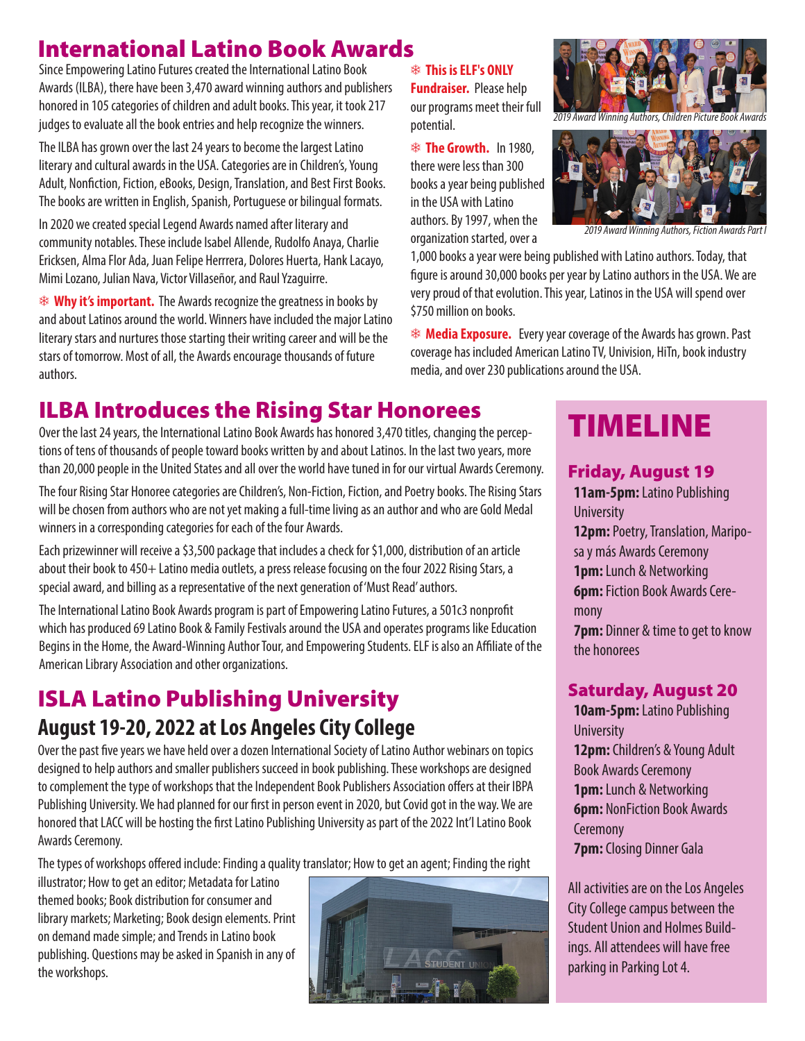## International Latino Book Awards

Since Empowering Latino Futures created the International Latino Book Awards (ILBA), there have been 3,470 award winning authors and publishers honored in 105 categories of children and adult books. This year, it took 217 judges to evaluate all the book entries and help recognize the winners.

The ILBA has grown over the last 24 years to become the largest Latino literary and cultural awards in the USA. Categories are in Children's, Young Adult, Nonfiction, Fiction, eBooks, Design, Translation, and Best First Books. The books are written in English, Spanish, Portuguese or bilingual formats.

In 2020 we created special Legend Awards named after literary and community notables. These include Isabel Allende, Rudolfo Anaya, Charlie Ericksen, Alma Flor Ada, Juan Felipe Herrrera, Dolores Huerta, Hank Lacayo, Mimi Lozano, Julian Nava, Victor Villaseñor, and Raul Yzaguirre.

❄ **Why it's important.** The Awards recognize the greatness in books by and about Latinos around the world. Winners have included the major Latino literary stars and nurtures those starting their writing career and will be the stars of tomorrow. Most of all, the Awards encourage thousands of future authors.

❄ **This is ELF's ONLY Fundraiser.** Please help our programs meet their full potential.

❄ **The Growth.** In 1980, there were less than 300 books a year being published in the USA with Latino authors. By 1997, when the organization started, over a 1,000 books a year were being published with Latino authors. Today, that figure is around 30,000 books per year by Latino authors in the USA. We are very proud of that evolution. This year, Latinos in the USA will spend over $750 million on books.

❄ **Media Exposure.** Every year coverage of the Awards has grown. Past coverage has included American Latino TV, Univision, HiTn, book industry media, and over 230 publications around the USA.

*2019 Award Winning Authors, Children Picture Book Awards*

*2019 Award Winning Authors, Fiction Awards Part I*

## ILBA Introduces the Rising Star Honorees

Over the last 24 years, the International Latino Book Awards has honored 3,470 titles, changing the perceptions of tens of thousands of people toward books written by and about Latinos. In the last two years, more than 20,000 people in the United States and all over the world have tuned in for our virtual Awards Ceremony.

The four Rising Star Honoree categories are Children's, Non-Fiction, Fiction, and Poetry books. The Rising Stars will be chosen from authors who are not yet making a full-time living as an author and who are Gold Medal winners in a corresponding categories for each of the four Awards.

Each prizewinner will receive a $3,500 package that includes a check for $1,000, distribution of an article about their book to 450+ Latino media outlets, a press release focusing on the four 2022 Rising Stars, a special award, and billing as a representative of the next generation of 'Must Read' authors.

The International Latino Book Awards program is part of Empowering Latino Futures, a 501c3 nonprofit which has produced 69 Latino Book & Family Festivals around the USA and operates programs like Education Begins in the Home, the Award-Winning Author Tour, and Empowering Students. ELF is also an Affiliate of the American Library Association and other organizations.

## ISLA Latino Publishing University

### August 19-20, 2022 at Los Angeles City College

Over the past five years we have held over a dozen International Society of Latino Author webinars on topics designed to help authors and smaller publishers succeed in book publishing. These workshops are designed to complement the type of workshops that the Independent Book Publishers Association offers at their IBPA Publishing University. We had planned for our first in person event in 2020, but Covid got in the way. We are honored that LACC will be hosting the first Latino Publishing University as part of the 2022 Int'l Latino Book Awards Ceremony.

The types of workshops offered include: Finding a quality translator; How to get an agent; Finding the right illustrator; How to get an editor; Metadata for Latino themed books; Book distribution for consumer and library markets; Marketing; Book design elements. Print on demand made simple; and Trends in Latino book publishing. Questions may be asked in Spanish in any of the workshops.

## TIMELINE

### Friday, August 19

**11am-5pm:** Latino Publishing University
**12pm:** Poetry, Translation, Mariposa y más Awards Ceremony
**1pm:** Lunch & Networking
**6pm:** Fiction Book Awards Ceremony
**7pm:** Dinner & time to get to know the honorees

### Saturday, August 20

**10am-5pm:** Latino Publishing University
**12pm:** Children's & Young Adult Book Awards Ceremony
**1pm:** Lunch & Networking
**6pm:** NonFiction Book Awards Ceremony
**7pm:** Closing Dinner Gala

All activities are on the Los Angeles City College campus between the Student Union and Holmes Buildings. All attendees will have free parking in Parking Lot 4.